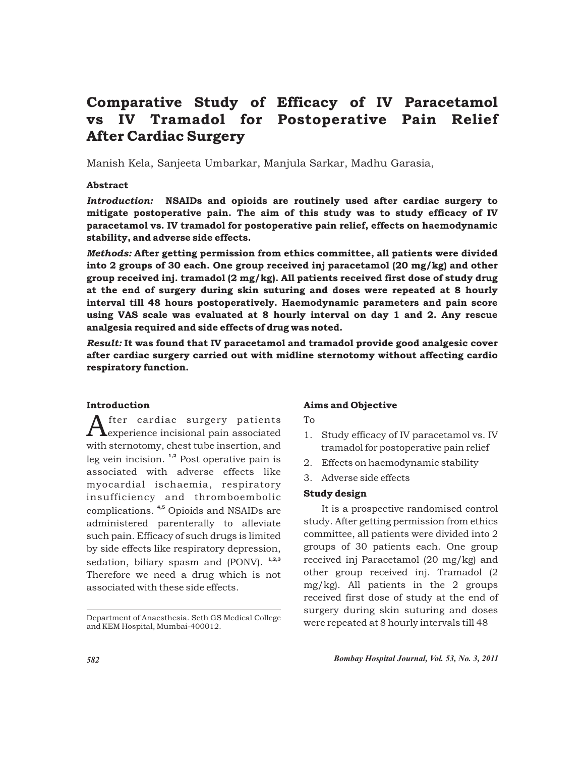# Comparative Study of Efficacy of IV Paracetamol vs IV Tramadol for Postoperative Pain Relief After Cardiac Surgery

Manish Kela, Sanjeeta Umbarkar, Manjula Sarkar, Madhu Garasia,

### Abstract

***Introduction:*** **NSAIDs and opioids are routinely used after cardiac surgery to mitigate postoperative pain. The aim of this study was to study efficacy of IV paracetamol vs. IV tramadol for postoperative pain relief, effects on haemodynamic stability, and adverse side effects.**

***Methods:*** **After getting permission from ethics committee, all patients were divided into 2 groups of 30 each. One group received inj paracetamol (20 mg/kg) and other group received inj. tramadol (2 mg/kg). All patients received first dose of study drug at the end of surgery during skin suturing and doses were repeated at 8 hourly interval till 48 hours postoperatively. Haemodynamic parameters and pain score using VAS scale was evaluated at 8 hourly interval on day 1 and 2. Any rescue analgesia required and side effects of drug was noted.**

***Result:*** **It was found that IV paracetamol and tramadol provide good analgesic cover after cardiac surgery carried out with midline sternotomy without affecting cardio respiratory function.**

### Introduction

After cardiac surgery patients experience incisional pain associated with sternotomy, chest tube insertion, and leg vein incision. [1,2] Post operative pain is associated with adverse effects like myocardial ischaemia, respiratory insufficiency and thromboembolic complications. [4,5] Opioids and NSAIDs are administered parenterally to alleviate such pain. Efficacy of such drugs is limited by side effects like respiratory depression, sedation, biliary spasm and (PONV). [1,2,3] Therefore we need a drug which is not associated with these side effects.

Department of Anaesthesia. Seth GS Medical College and KEM Hospital, Mumbai-400012.

### Aims and Objective

To

1. Study efficacy of IV paracetamol vs. IV tramadol for postoperative pain relief
2. Effects on haemodynamic stability
3. Adverse side effects

### Study design

It is a prospective randomised control study. After getting permission from ethics committee, all patients were divided into 2 groups of 30 patients each. One group received inj Paracetamol (20 mg/kg) and other group received inj. Tramadol (2 mg/kg). All patients in the 2 groups received first dose of study at the end of surgery during skin suturing and doses were repeated at 8 hourly intervals till 48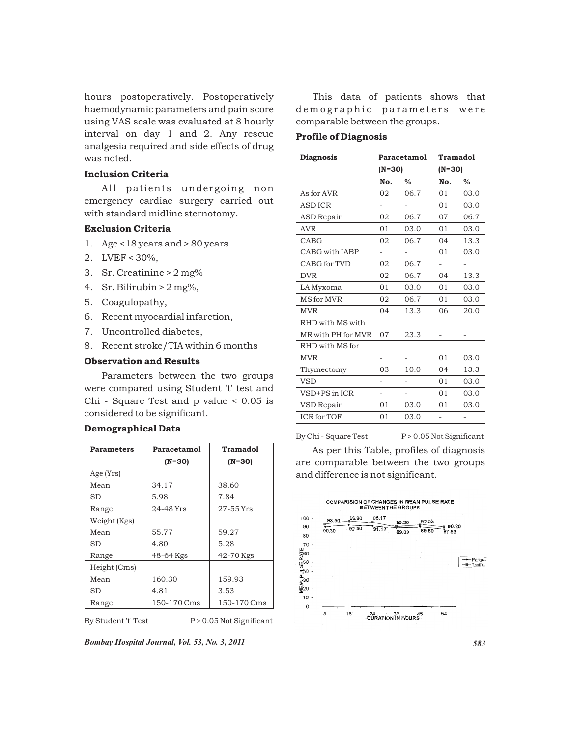hours postoperatively. Postoperatively haemodynamic parameters and pain score using VAS scale was evaluated at 8 hourly interval on day 1 and 2. Any rescue analgesia required and side effects of drug was noted.

### Inclusion Criteria

All patients undergoing non emergency cardiac surgery carried out with standard midline sternotomy.

### Exclusion Criteria

1. Age <18 years and > 80 years
2. LVEF < 30%,
3. Sr. Creatinine > 2 mg%
4. Sr. Bilirubin > 2 mg%,
5. Coagulopathy,
6. Recent myocardial infarction,
7. Uncontrolled diabetes,
8. Recent stroke/TIA within 6 months

### Observation and Results

Parameters between the two groups were compared using Student 't' test and Chi - Square Test and p value < 0.05 is considered to be significant.

### Demographical Data

| Parameters | Paracetamol (N=30) | Tramadol (N=30) |
|---|---|---|
| Age (Yrs) | | |
| Mean | 34.17 | 38.60 |
| SD | 5.98 | 7.84 |
| Range | 24-48 Yrs | 27-55 Yrs |
| Weight (Kgs) | | |
| Mean | 55.77 | 59.27 |
| SD | 4.80 | 5.28 |
| Range | 48-64 Kgs | 42-70 Kgs |
| Height (Cms) | | |
| Mean | 160.30 | 159.93 |
| SD | 4.81 | 3.53 |
| Range | 150-170 Cms | 150-170 Cms |

By Student 't' Test P > 0.05 Not Significant

This data of patients shows that demographic parameters were comparable between the groups.

### Profile of Diagnosis

| Diagnosis | Paracetamol (N=30) | | Tramadol (N=30) | |
|---|---|---|---|---|
| | No. | % | No. | % |
| As for AVR | 02 | 06.7 | 01 | 03.0 |
| ASD ICR | - | - | 01 | 03.0 |
| ASD Repair | 02 | 06.7 | 07 | 06.7 |
| AVR | 01 | 03.0 | 01 | 03.0 |
| CABG | 02 | 06.7 | 04 | 13.3 |
| CABG with IABP | - | - | 01 | 03.0 |
| CABG for TVD | 02 | 06.7 | - | - |
| DVR | 02 | 06.7 | 04 | 13.3 |
| LA Myxoma | 01 | 03.0 | 01 | 03.0 |
| MS for MVR | 02 | 06.7 | 01 | 03.0 |
| MVR | 04 | 13.3 | 06 | 20.0 |
| RHD with MS with MR with PH for MVR | 07 | 23.3 | - | - |
| RHD with MS for MVR | - | - | 01 | 03.0 |
| Thymectomy | 03 | 10.0 | 04 | 13.3 |
| VSD | - | - | 01 | 03.0 |
| VSD+PS in ICR | - | - | 01 | 03.0 |
| VSD Repair | 01 | 03.0 | 01 | 03.0 |
| ICR for TOF | 01 | 03.0 | - | - |

By Chi - Square Test P > 0.05 Not Significant

As per this Table, profiles of diagnosis are comparable between the two groups and difference is not significant.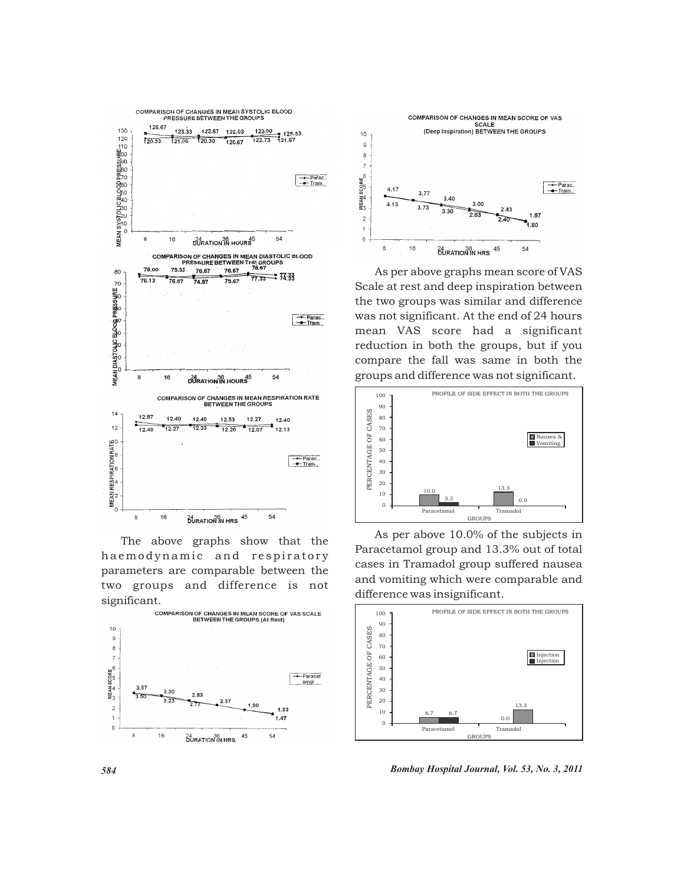The above graphs show that the haemodynamic and respiratory parameters are comparable between the two groups and difference is not significant.

As per above graphs mean score of VAS Scale at rest and deep inspiration between the two groups was similar and difference was not significant. At the end of 24 hours mean VAS score had a significant reduction in both the groups, but if you compare the fall was same in both the groups and difference was not significant.

As per above 10.0% of the subjects in Paracetamol group and 13.3% out of total cases in Tramadol group suffered nausea and vomiting which were comparable and difference was insignificant.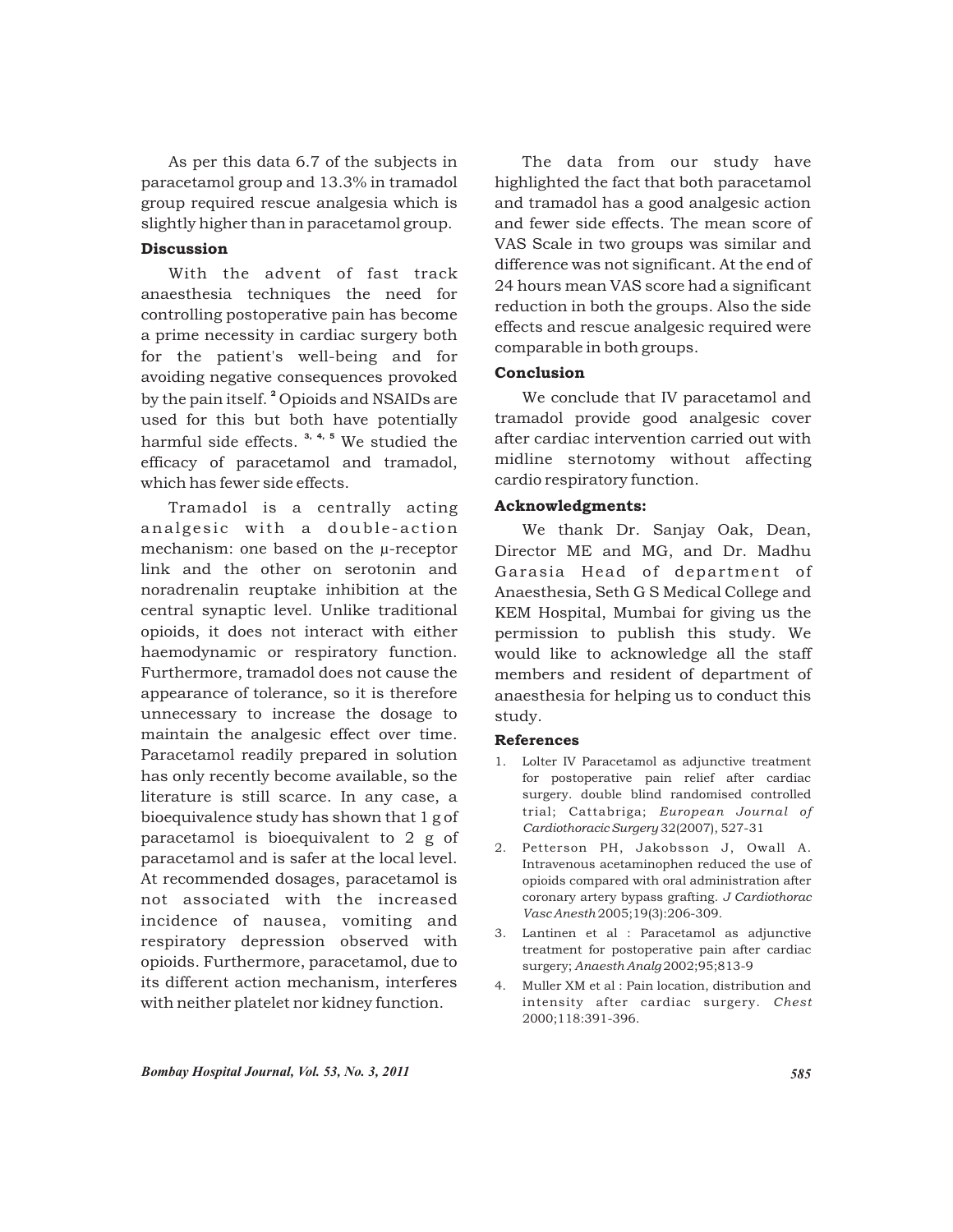As per this data 6.7 of the subjects in paracetamol group and 13.3% in tramadol group required rescue analgesia which is slightly higher than in paracetamol group.

## Discussion

With the advent of fast track anaesthesia techniques the need for controlling postoperative pain has become a prime necessity in cardiac surgery both for the patient's well-being and for avoiding negative consequences provoked by the pain itself.[2] Opioids and NSAIDs are used for this but both have potentially harmful side effects.[3, 4, 5] We studied the efficacy of paracetamol and tramadol, which has fewer side effects.

Tramadol is a centrally acting analgesic with a double-action mechanism: one based on the μ-receptor link and the other on serotonin and noradrenalin reuptake inhibition at the central synaptic level. Unlike traditional opioids, it does not interact with either haemodynamic or respiratory function. Furthermore, tramadol does not cause the appearance of tolerance, so it is therefore unnecessary to increase the dosage to maintain the analgesic effect over time. Paracetamol readily prepared in solution has only recently become available, so the literature is still scarce. In any case, a bioequivalence study has shown that 1 g of paracetamol is bioequivalent to 2 g of paracetamol and is safer at the local level. At recommended dosages, paracetamol is not associated with the increased incidence of nausea, vomiting and respiratory depression observed with opioids. Furthermore, paracetamol, due to its different action mechanism, interferes with neither platelet nor kidney function.

The data from our study have highlighted the fact that both paracetamol and tramadol has a good analgesic action and fewer side effects. The mean score of VAS Scale in two groups was similar and difference was not significant. At the end of 24 hours mean VAS score had a significant reduction in both the groups. Also the side effects and rescue analgesic required were comparable in both groups.

## Conclusion

We conclude that IV paracetamol and tramadol provide good analgesic cover after cardiac intervention carried out with midline sternotomy without affecting cardio respiratory function.

## Acknowledgments:

We thank Dr. Sanjay Oak, Dean, Director ME and MG, and Dr. Madhu Garasia Head of department of Anaesthesia, Seth G S Medical College and KEM Hospital, Mumbai for giving us the permission to publish this study. We would like to acknowledge all the staff members and resident of department of anaesthesia for helping us to conduct this study.

## References

1. Lolter IV Paracetamol as adjunctive treatment for postoperative pain relief after cardiac surgery. double blind randomised controlled trial; Cattabriga; *European Journal of Cardiothoracic Surgery* 32(2007), 527-31
2. Petterson PH, Jakobsson J, Owall A. Intravenous acetaminophen reduced the use of opioids compared with oral administration after coronary artery bypass grafting. *J Cardiothorac Vasc Anesth* 2005;19(3):206-309.
3. Lantinen et al : Paracetamol as adjunctive treatment for postoperative pain after cardiac surgery; *Anaesth Analg* 2002;95;813-9
4. Muller XM et al : Pain location, distribution and intensity after cardiac surgery. *Chest* 2000;118:391-396.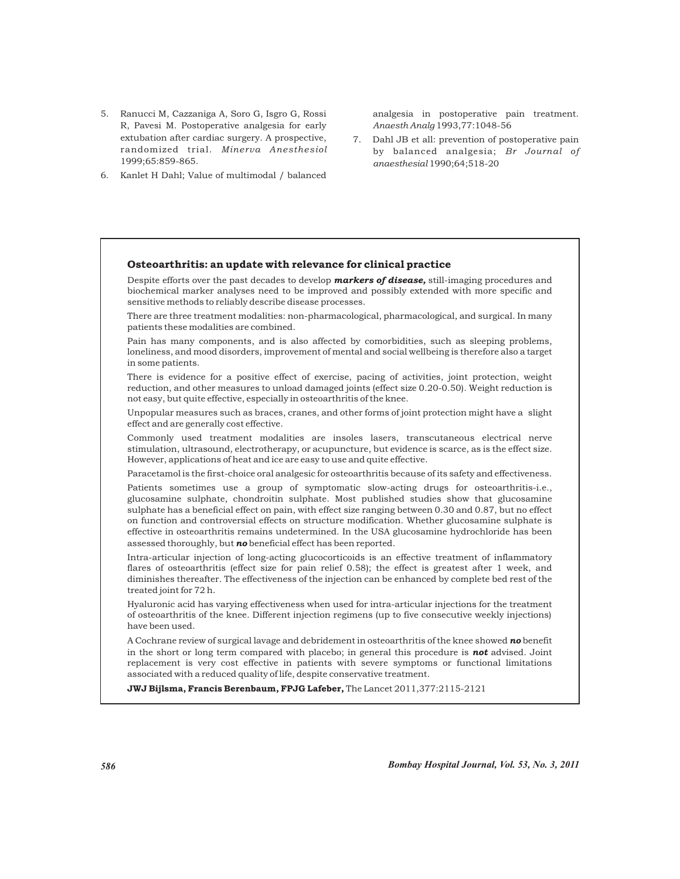5. Ranucci M, Cazzaniga A, Soro G, Isgro G, Rossi R, Pavesi M. Postoperative analgesia for early extubation after cardiac surgery. A prospective, randomized trial. *Minerva Anesthesiol* 1999;65:859-865.
6. Kanlet H Dahl; Value of multimodal / balanced analgesia in postoperative pain treatment. *Anaesth Analg* 1993,77:1048-56
7. Dahl JB et all: prevention of postoperative pain by balanced analgesia; *Br Journal of anaesthesial* 1990;64;518-20

## Osteoarthritis: an update with relevance for clinical practice

Despite efforts over the past decades to develop ***markers of disease,*** still-imaging procedures and biochemical marker analyses need to be improved and possibly extended with more specific and sensitive methods to reliably describe disease processes.

There are three treatment modalities: non-pharmacological, pharmacological, and surgical. In many patients these modalities are combined.

Pain has many components, and is also affected by comorbidities, such as sleeping problems, loneliness, and mood disorders, improvement of mental and social wellbeing is therefore also a target in some patients.

There is evidence for a positive effect of exercise, pacing of activities, joint protection, weight reduction, and other measures to unload damaged joints (effect size 0.20-0.50). Weight reduction is not easy, but quite effective, especially in osteoarthritis of the knee.

Unpopular measures such as braces, cranes, and other forms of joint protection might have a slight effect and are generally cost effective.

Commonly used treatment modalities are insoles lasers, transcutaneous electrical nerve stimulation, ultrasound, electrotherapy, or acupuncture, but evidence is scarce, as is the effect size. However, applications of heat and ice are easy to use and quite effective.

Paracetamol is the first-choice oral analgesic for osteoarthritis because of its safety and effectiveness.

Patients sometimes use a group of symptomatic slow-acting drugs for osteoarthritis-i.e., glucosamine sulphate, chondroitin sulphate. Most published studies show that glucosamine sulphate has a beneficial effect on pain, with effect size ranging between 0.30 and 0.87, but no effect on function and controversial effects on structure modification. Whether glucosamine sulphate is effective in osteoarthritis remains undetermined. In the USA glucosamine hydrochloride has been assessed thoroughly, but ***no*** beneficial effect has been reported.

Intra-articular injection of long-acting glucocorticoids is an effective treatment of inflammatory flares of osteoarthritis (effect size for pain relief 0.58); the effect is greatest after 1 week, and diminishes thereafter. The effectiveness of the injection can be enhanced by complete bed rest of the treated joint for 72 h.

Hyaluronic acid has varying effectiveness when used for intra-articular injections for the treatment of osteoarthritis of the knee. Different injection regimens (up to five consecutive weekly injections) have been used.

A Cochrane review of surgical lavage and debridement in osteoarthritis of the knee showed ***no*** benefit in the short or long term compared with placebo; in general this procedure is ***not*** advised. Joint replacement is very cost effective in patients with severe symptoms or functional limitations associated with a reduced quality of life, despite conservative treatment.

**JWJ Bijlsma, Francis Berenbaum, FPJG Lafeber,** The Lancet 2011,377:2115-2121